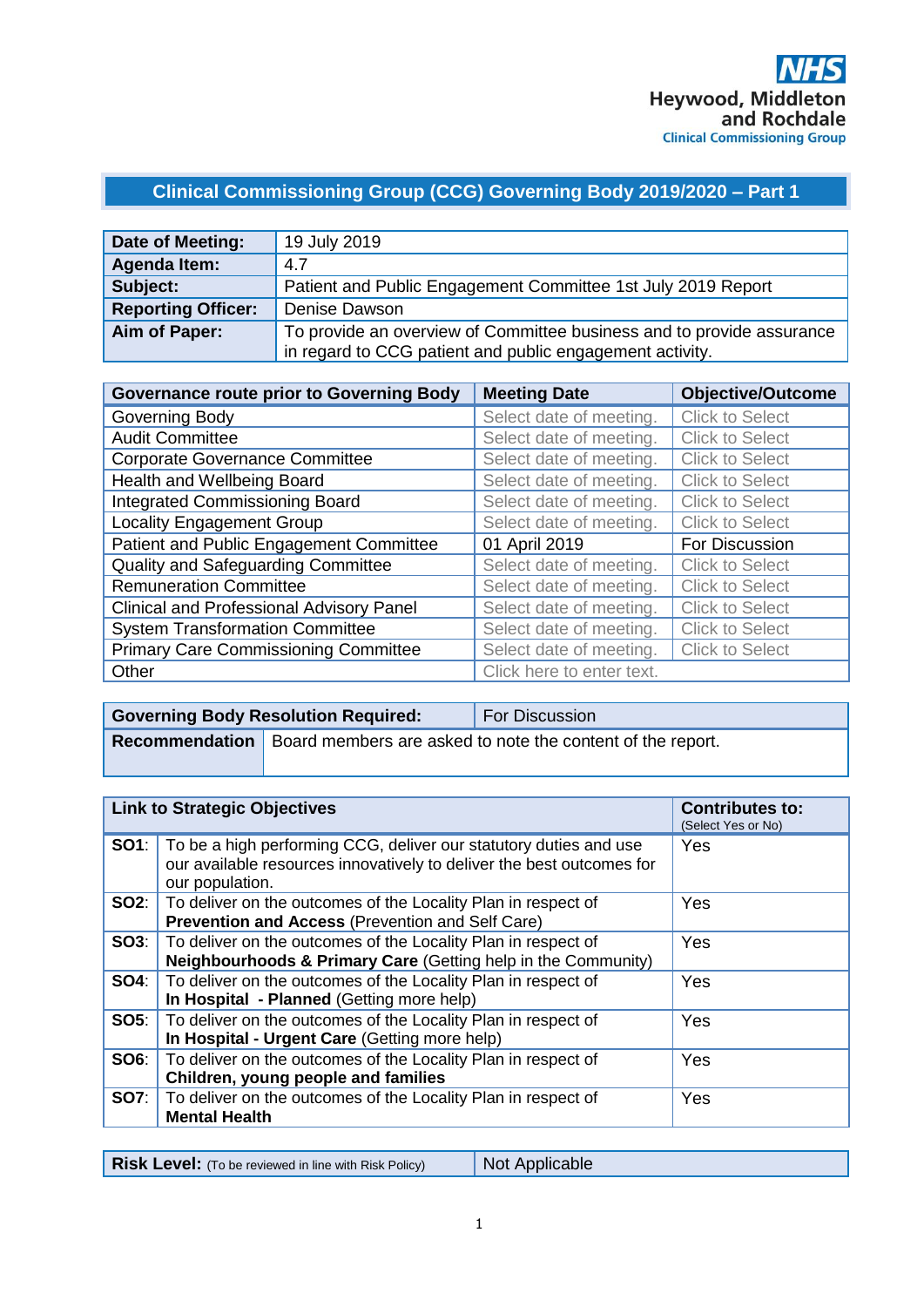NHS
Heywood, Middleton and Rochdale
Clinical Commissioning Group

# Clinical Commissioning Group (CCG) Governing Body 2019/2020 – Part 1

| | |
|---|---|
| **Date of Meeting:** | 19 July 2019 |
| **Agenda Item:** | 4.7 |
| **Subject:** | Patient and Public Engagement Committee 1st July 2019 Report |
| **Reporting Officer:** | Denise Dawson |
| **Aim of Paper:** | To provide an overview of Committee business and to provide assurance in regard to CCG patient and public engagement activity. |

| Governance route prior to Governing Body | Meeting Date | Objective/Outcome |
|---|---|---|
| Governing Body | Select date of meeting. | Click to Select |
| Audit Committee | Select date of meeting. | Click to Select |
| Corporate Governance Committee | Select date of meeting. | Click to Select |
| Health and Wellbeing Board | Select date of meeting. | Click to Select |
| Integrated Commissioning Board | Select date of meeting. | Click to Select |
| Locality Engagement Group | Select date of meeting. | Click to Select |
| Patient and Public Engagement Committee | 01 April 2019 | For Discussion |
| Quality and Safeguarding Committee | Select date of meeting. | Click to Select |
| Remuneration Committee | Select date of meeting. | Click to Select |
| Clinical and Professional Advisory Panel | Select date of meeting. | Click to Select |
| System Transformation Committee | Select date of meeting. | Click to Select |
| Primary Care Commissioning Committee | Select date of meeting. | Click to Select |
| Other | Click here to enter text. | |

| | |
|---|---|
| **Governing Body Resolution Required:** | For Discussion |
| **Recommendation** | Board members are asked to note the content of the report. |

| | **Link to Strategic Objectives** | **Contributes to:** (Select Yes or No) |
|---|---|---|
| **SO1**: | To be a high performing CCG, deliver our statutory duties and use our available resources innovatively to deliver the best outcomes for our population. | Yes |
| **SO2**: | To deliver on the outcomes of the Locality Plan in respect of **Prevention and Access** (Prevention and Self Care) | Yes |
| **SO3**: | To deliver on the outcomes of the Locality Plan in respect of **Neighbourhoods & Primary Care** (Getting help in the Community) | Yes |
| **SO4**: | To deliver on the outcomes of the Locality Plan in respect of **In Hospital - Planned** (Getting more help) | Yes |
| **SO5**: | To deliver on the outcomes of the Locality Plan in respect of **In Hospital - Urgent Care** (Getting more help) | Yes |
| **SO6**: | To deliver on the outcomes of the Locality Plan in respect of **Children, young people and families** | Yes |
| **SO7**: | To deliver on the outcomes of the Locality Plan in respect of **Mental Health** | Yes |

| | |
|---|---|
| **Risk Level:** (To be reviewed in line with Risk Policy) | Not Applicable |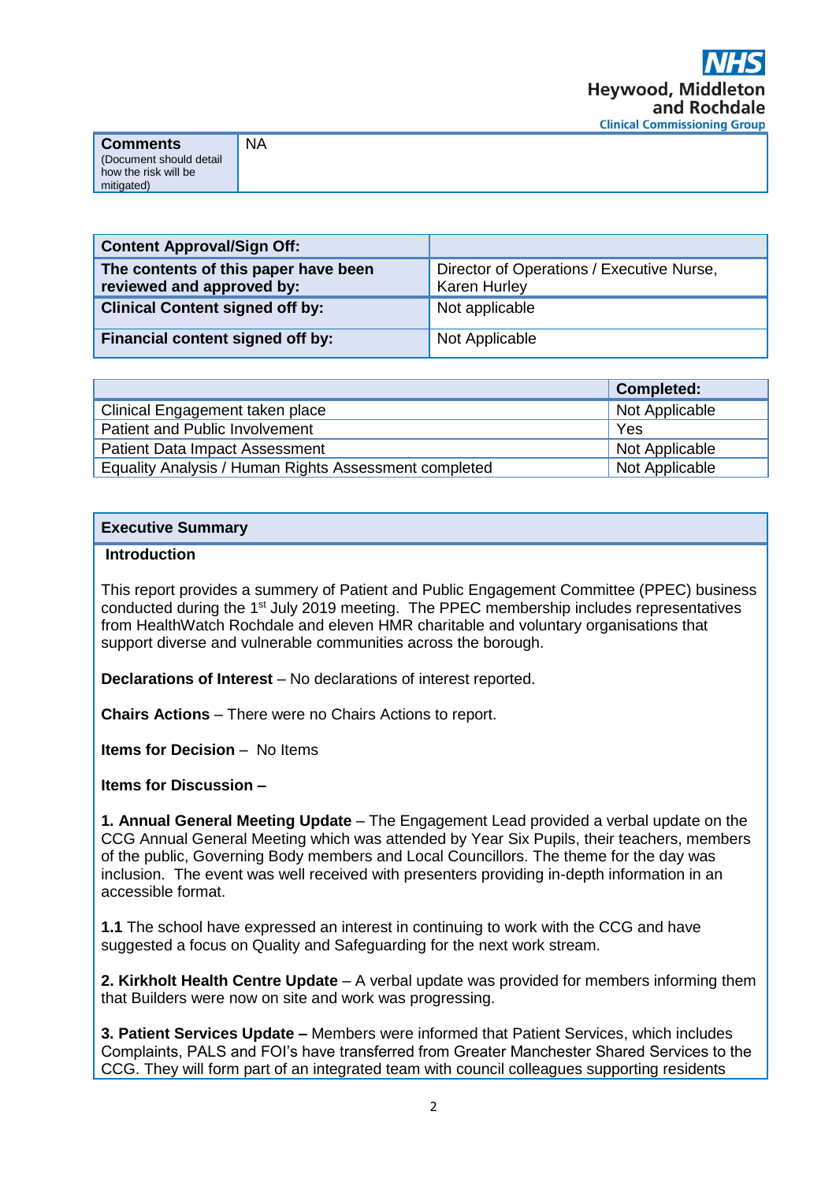| Comments (Document should detail how the risk will be mitigated) | NA |
|---|---|

| Content Approval/Sign Off: | |
|---|---|
| The contents of this paper have been reviewed and approved by: | Director of Operations / Executive Nurse, Karen Hurley |
| Clinical Content signed off by: | Not applicable |
| Financial content signed off by: | Not Applicable |

| | Completed: |
|---|---|
| Clinical Engagement taken place | Not Applicable |
| Patient and Public Involvement | Yes |
| Patient Data Impact Assessment | Not Applicable |
| Equality Analysis / Human Rights Assessment completed | Not Applicable |

## Executive Summary

**Introduction**

This report provides a summery of Patient and Public Engagement Committee (PPEC) business conducted during the 1st July 2019 meeting. The PPEC membership includes representatives from HealthWatch Rochdale and eleven HMR charitable and voluntary organisations that support diverse and vulnerable communities across the borough.

**Declarations of Interest** – No declarations of interest reported.

**Chairs Actions** – There were no Chairs Actions to report.

**Items for Decision** – No Items

**Items for Discussion –**

**1. Annual General Meeting Update** – The Engagement Lead provided a verbal update on the CCG Annual General Meeting which was attended by Year Six Pupils, their teachers, members of the public, Governing Body members and Local Councillors. The theme for the day was inclusion. The event was well received with presenters providing in-depth information in an accessible format.

**1.1** The school have expressed an interest in continuing to work with the CCG and have suggested a focus on Quality and Safeguarding for the next work stream.

**2. Kirkholt Health Centre Update** – A verbal update was provided for members informing them that Builders were now on site and work was progressing.

**3. Patient Services Update –** Members were informed that Patient Services, which includes Complaints, PALS and FOI's have transferred from Greater Manchester Shared Services to the CCG. They will form part of an integrated team with council colleagues supporting residents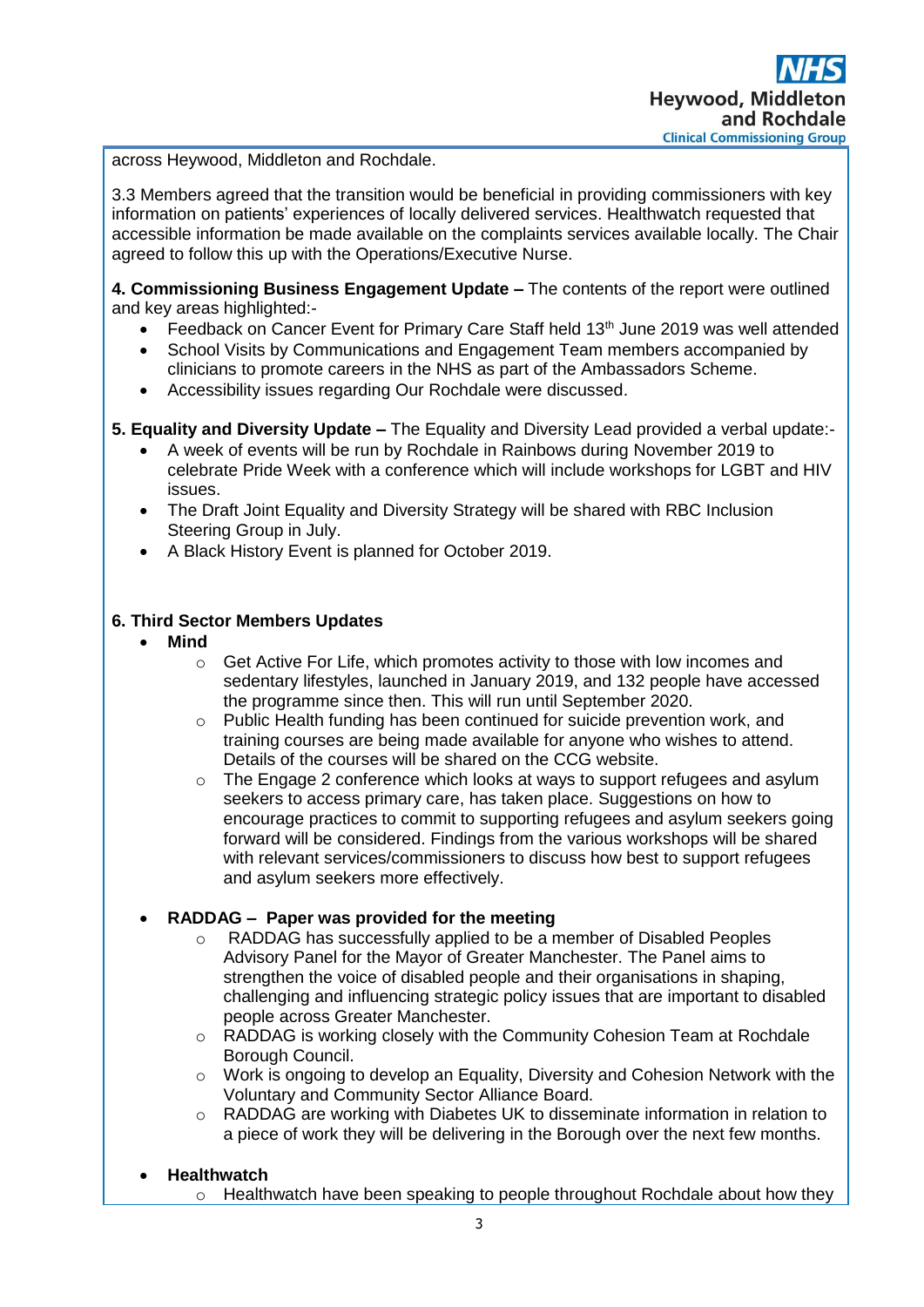across Heywood, Middleton and Rochdale.

3.3 Members agreed that the transition would be beneficial in providing commissioners with key information on patients' experiences of locally delivered services. Healthwatch requested that accessible information be made available on the complaints services available locally. The Chair agreed to follow this up with the Operations/Executive Nurse.

**4. Commissioning Business Engagement Update –** The contents of the report were outlined and key areas highlighted:-

- Feedback on Cancer Event for Primary Care Staff held 13th June 2019 was well attended
- School Visits by Communications and Engagement Team members accompanied by clinicians to promote careers in the NHS as part of the Ambassadors Scheme.
- Accessibility issues regarding Our Rochdale were discussed.

**5. Equality and Diversity Update –** The Equality and Diversity Lead provided a verbal update:-

- A week of events will be run by Rochdale in Rainbows during November 2019 to celebrate Pride Week with a conference which will include workshops for LGBT and HIV issues.
- The Draft Joint Equality and Diversity Strategy will be shared with RBC Inclusion Steering Group in July.
- A Black History Event is planned for October 2019.

**6. Third Sector Members Updates**

- **Mind**
  - Get Active For Life, which promotes activity to those with low incomes and sedentary lifestyles, launched in January 2019, and 132 people have accessed the programme since then. This will run until September 2020.
  - Public Health funding has been continued for suicide prevention work, and training courses are being made available for anyone who wishes to attend. Details of the courses will be shared on the CCG website.
  - The Engage 2 conference which looks at ways to support refugees and asylum seekers to access primary care, has taken place. Suggestions on how to encourage practices to commit to supporting refugees and asylum seekers going forward will be considered. Findings from the various workshops will be shared with relevant services/commissioners to discuss how best to support refugees and asylum seekers more effectively.

- **RADDAG – Paper was provided for the meeting**
  - RADDAG has successfully applied to be a member of Disabled Peoples Advisory Panel for the Mayor of Greater Manchester. The Panel aims to strengthen the voice of disabled people and their organisations in shaping, challenging and influencing strategic policy issues that are important to disabled people across Greater Manchester.
  - RADDAG is working closely with the Community Cohesion Team at Rochdale Borough Council.
  - Work is ongoing to develop an Equality, Diversity and Cohesion Network with the Voluntary and Community Sector Alliance Board.
  - RADDAG are working with Diabetes UK to disseminate information in relation to a piece of work they will be delivering in the Borough over the next few months.

- **Healthwatch**
  - Healthwatch have been speaking to people throughout Rochdale about how they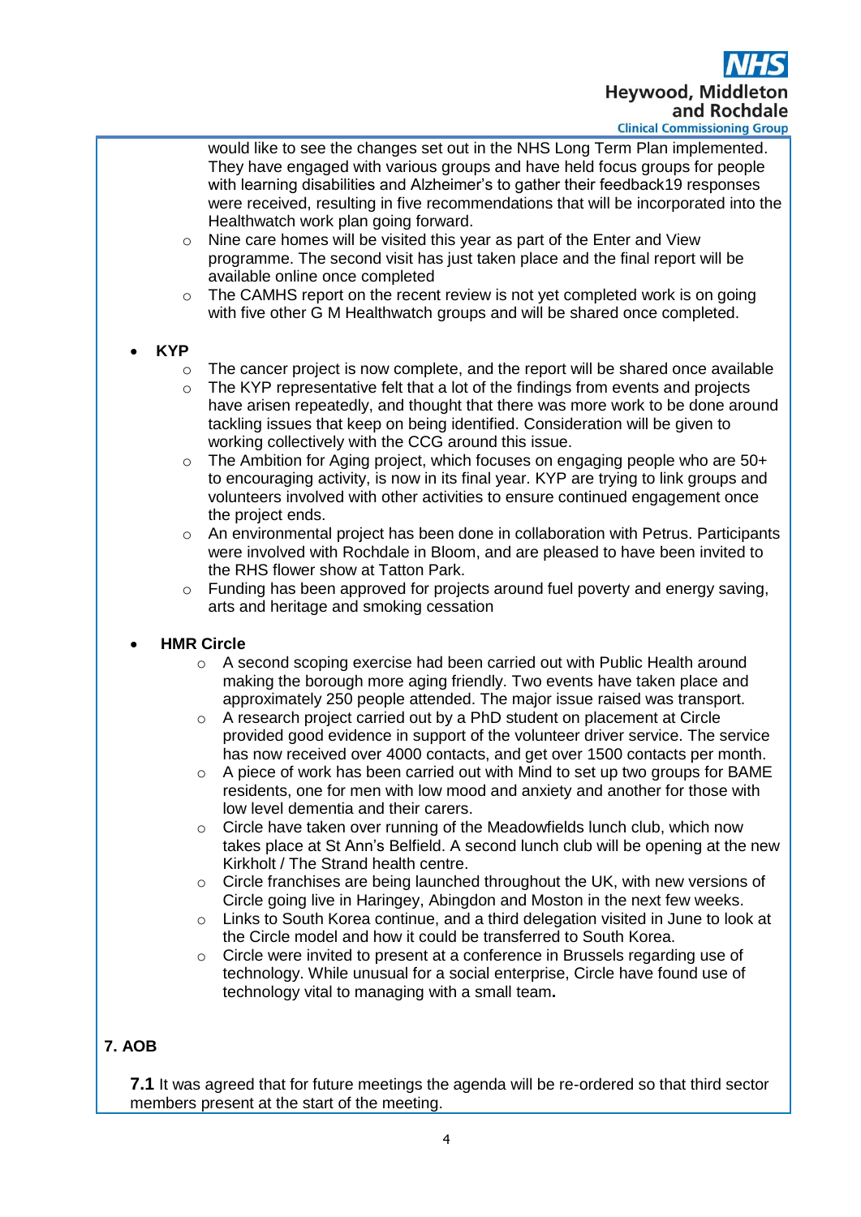would like to see the changes set out in the NHS Long Term Plan implemented. They have engaged with various groups and have held focus groups for people with learning disabilities and Alzheimer's to gather their feedback19 responses were received, resulting in five recommendations that will be incorporated into the Healthwatch work plan going forward.
    - Nine care homes will be visited this year as part of the Enter and View programme. The second visit has just taken place and the final report will be available online once completed
    - The CAMHS report on the recent review is not yet completed work is on going with five other G M Healthwatch groups and will be shared once completed.

- **KYP**
    - The cancer project is now complete, and the report will be shared once available
    - The KYP representative felt that a lot of the findings from events and projects have arisen repeatedly, and thought that there was more work to be done around tackling issues that keep on being identified. Consideration will be given to working collectively with the CCG around this issue.
    - The Ambition for Aging project, which focuses on engaging people who are 50+ to encouraging activity, is now in its final year. KYP are trying to link groups and volunteers involved with other activities to ensure continued engagement once the project ends.
    - An environmental project has been done in collaboration with Petrus. Participants were involved with Rochdale in Bloom, and are pleased to have been invited to the RHS flower show at Tatton Park.
    - Funding has been approved for projects around fuel poverty and energy saving, arts and heritage and smoking cessation

- **HMR Circle**
    - A second scoping exercise had been carried out with Public Health around making the borough more aging friendly. Two events have taken place and approximately 250 people attended. The major issue raised was transport.
    - A research project carried out by a PhD student on placement at Circle provided good evidence in support of the volunteer driver service. The service has now received over 4000 contacts, and get over 1500 contacts per month.
    - A piece of work has been carried out with Mind to set up two groups for BAME residents, one for men with low mood and anxiety and another for those with low level dementia and their carers.
    - Circle have taken over running of the Meadowfields lunch club, which now takes place at St Ann's Belfield. A second lunch club will be opening at the new Kirkholt / The Strand health centre.
    - Circle franchises are being launched throughout the UK, with new versions of Circle going live in Haringey, Abingdon and Moston in the next few weeks.
    - Links to South Korea continue, and a third delegation visited in June to look at the Circle model and how it could be transferred to South Korea.
    - Circle were invited to present at a conference in Brussels regarding use of technology. While unusual for a social enterprise, Circle have found use of technology vital to managing with a small team.

## 7. AOB

**7.1** It was agreed that for future meetings the agenda will be re-ordered so that third sector members present at the start of the meeting.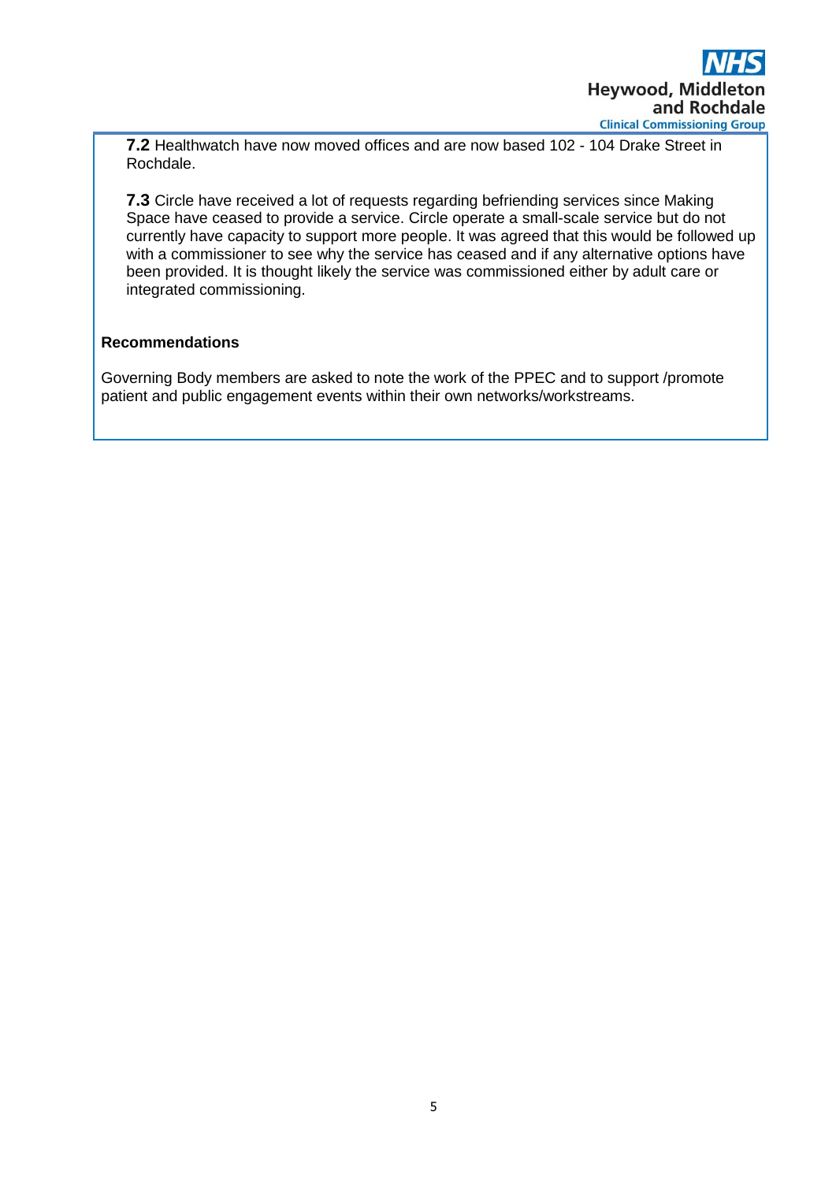**7.2** Healthwatch have now moved offices and are now based 102 - 104 Drake Street in Rochdale.

**7.3** Circle have received a lot of requests regarding befriending services since Making Space have ceased to provide a service. Circle operate a small-scale service but do not currently have capacity to support more people. It was agreed that this would be followed up with a commissioner to see why the service has ceased and if any alternative options have been provided. It is thought likely the service was commissioned either by adult care or integrated commissioning.

**Recommendations**

Governing Body members are asked to note the work of the PPEC and to support /promote patient and public engagement events within their own networks/workstreams.